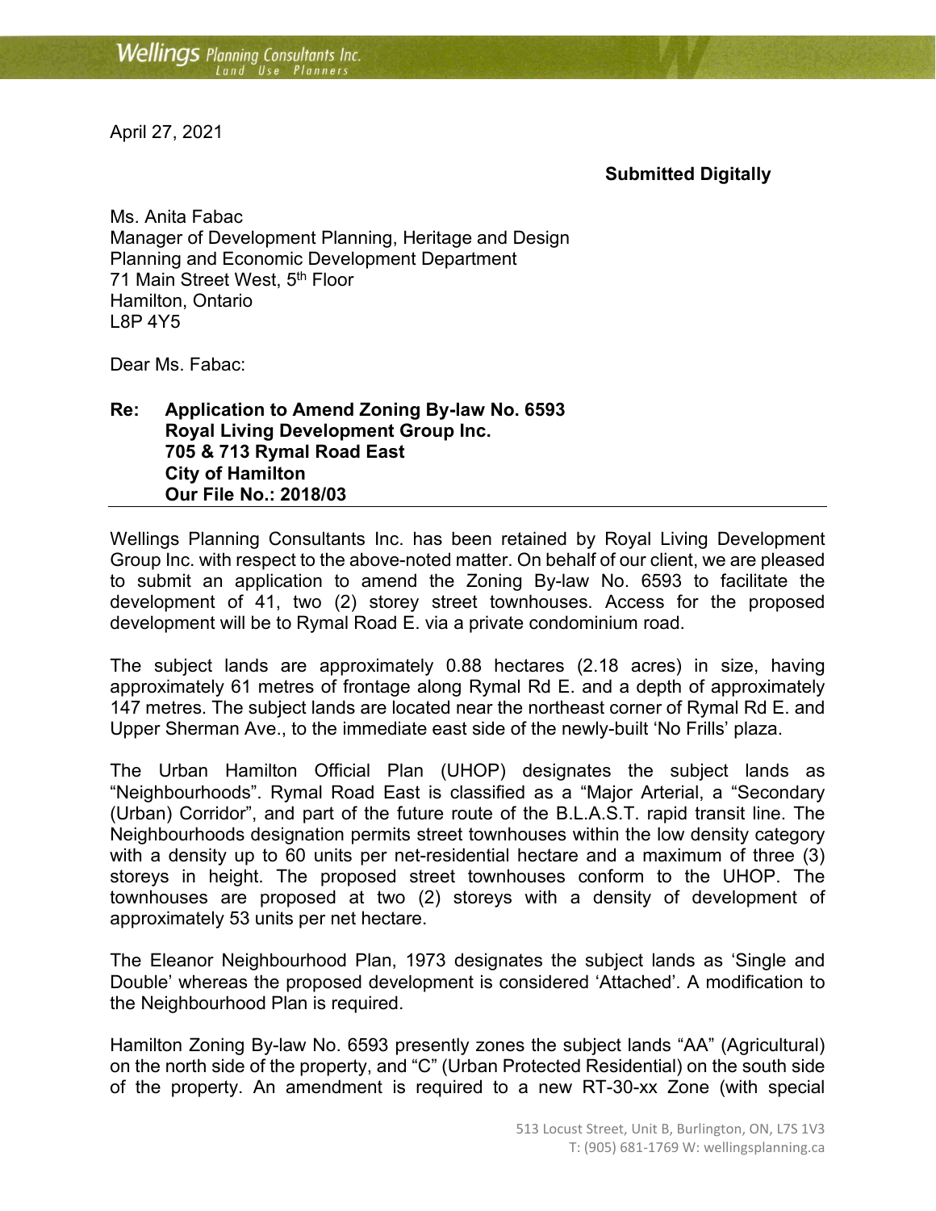April 27, 2021

**Submitted Digitally**

Ms. Anita Fabac
Manager of Development Planning, Heritage and Design
Planning and Economic Development Department
71 Main Street West, 5th Floor
Hamilton, Ontario
L8P 4Y5

Dear Ms. Fabac:

**Re: Application to Amend Zoning By-law No. 6593**
**Royal Living Development Group Inc.**
**705 & 713 Rymal Road East**
**City of Hamilton**
**Our File No.: 2018/03**

---

Wellings Planning Consultants Inc. has been retained by Royal Living Development Group Inc. with respect to the above-noted matter. On behalf of our client, we are pleased to submit an application to amend the Zoning By-law No. 6593 to facilitate the development of 41, two (2) storey street townhouses. Access for the proposed development will be to Rymal Road E. via a private condominium road.

The subject lands are approximately 0.88 hectares (2.18 acres) in size, having approximately 61 metres of frontage along Rymal Rd E. and a depth of approximately 147 metres. The subject lands are located near the northeast corner of Rymal Rd E. and Upper Sherman Ave., to the immediate east side of the newly-built 'No Frills' plaza.

The Urban Hamilton Official Plan (UHOP) designates the subject lands as "Neighbourhoods". Rymal Road East is classified as a "Major Arterial, a "Secondary (Urban) Corridor", and part of the future route of the B.L.A.S.T. rapid transit line. The Neighbourhoods designation permits street townhouses within the low density category with a density up to 60 units per net-residential hectare and a maximum of three (3) storeys in height. The proposed street townhouses conform to the UHOP. The townhouses are proposed at two (2) storeys with a density of development of approximately 53 units per net hectare.

The Eleanor Neighbourhood Plan, 1973 designates the subject lands as 'Single and Double' whereas the proposed development is considered 'Attached'. A modification to the Neighbourhood Plan is required.

Hamilton Zoning By-law No. 6593 presently zones the subject lands "AA" (Agricultural) on the north side of the property, and "C" (Urban Protected Residential) on the south side of the property. An amendment is required to a new RT-30-xx Zone (with special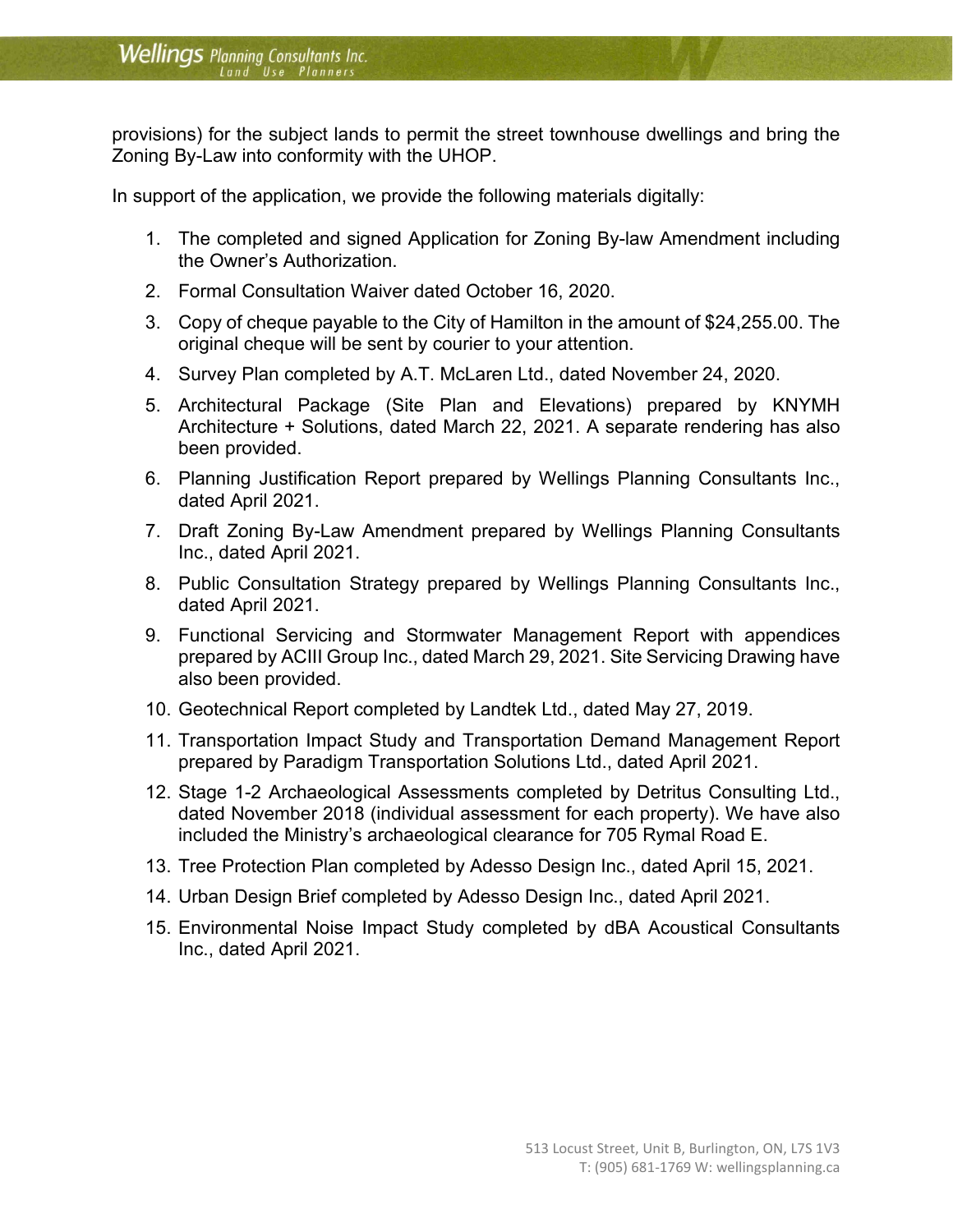provisions) for the subject lands to permit the street townhouse dwellings and bring the Zoning By-Law into conformity with the UHOP.

In support of the application, we provide the following materials digitally:

1. The completed and signed Application for Zoning By-law Amendment including the Owner's Authorization.
2. Formal Consultation Waiver dated October 16, 2020.
3. Copy of cheque payable to the City of Hamilton in the amount of $24,255.00. The original cheque will be sent by courier to your attention.
4. Survey Plan completed by A.T. McLaren Ltd., dated November 24, 2020.
5. Architectural Package (Site Plan and Elevations) prepared by KNYMH Architecture + Solutions, dated March 22, 2021. A separate rendering has also been provided.
6. Planning Justification Report prepared by Wellings Planning Consultants Inc., dated April 2021.
7. Draft Zoning By-Law Amendment prepared by Wellings Planning Consultants Inc., dated April 2021.
8. Public Consultation Strategy prepared by Wellings Planning Consultants Inc., dated April 2021.
9. Functional Servicing and Stormwater Management Report with appendices prepared by ACIII Group Inc., dated March 29, 2021. Site Servicing Drawing have also been provided.
10. Geotechnical Report completed by Landtek Ltd., dated May 27, 2019.
11. Transportation Impact Study and Transportation Demand Management Report prepared by Paradigm Transportation Solutions Ltd., dated April 2021.
12. Stage 1-2 Archaeological Assessments completed by Detritus Consulting Ltd., dated November 2018 (individual assessment for each property). We have also included the Ministry's archaeological clearance for 705 Rymal Road E.
13. Tree Protection Plan completed by Adesso Design Inc., dated April 15, 2021.
14. Urban Design Brief completed by Adesso Design Inc., dated April 2021.
15. Environmental Noise Impact Study completed by dBA Acoustical Consultants Inc., dated April 2021.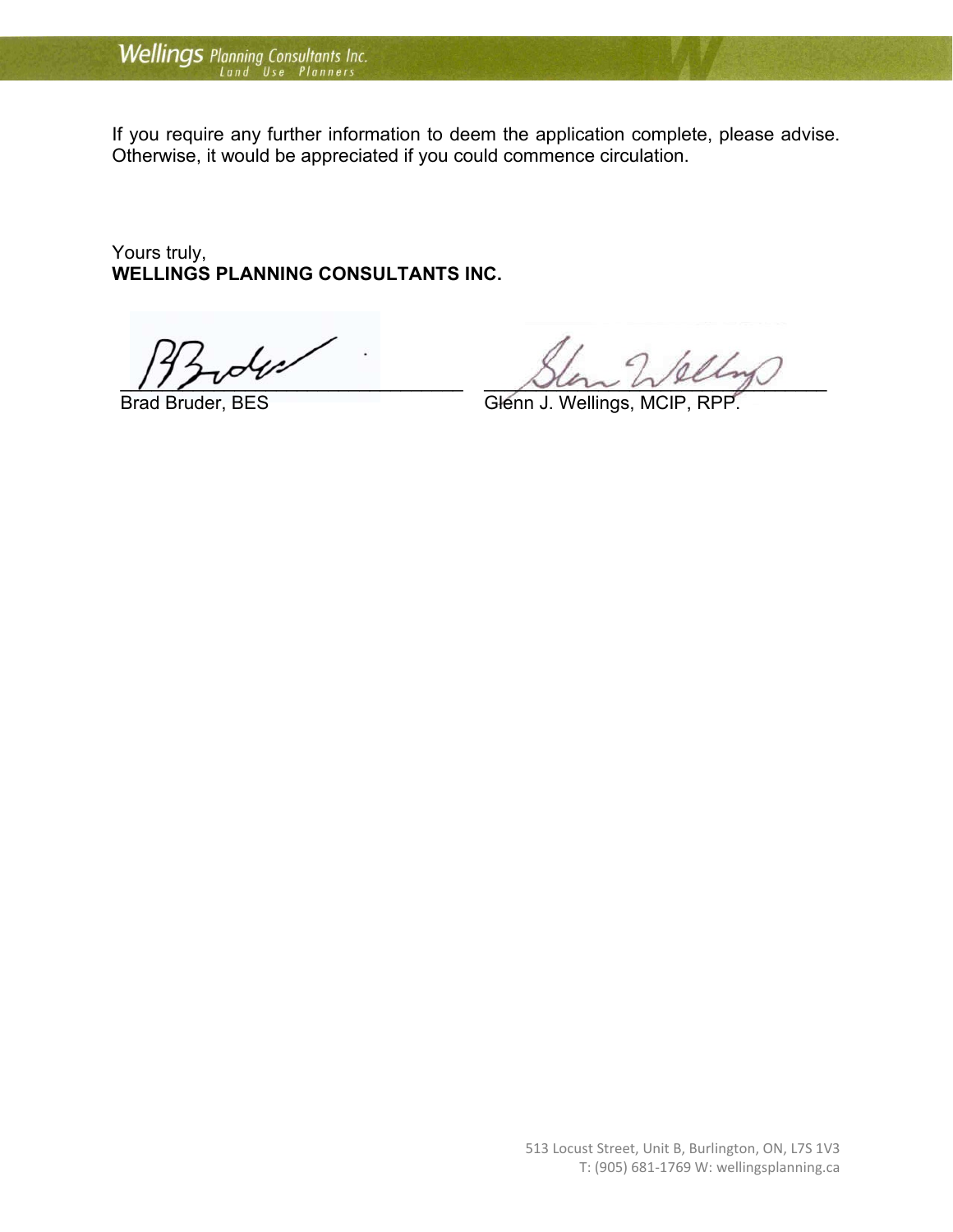If you require any further information to deem the application complete, please advise. Otherwise, it would be appreciated if you could commence circulation.

Yours truly,
**WELLINGS PLANNING CONSULTANTS INC.**

Brad Bruder, BES

Glenn J. Wellings, MCIP, RPP.